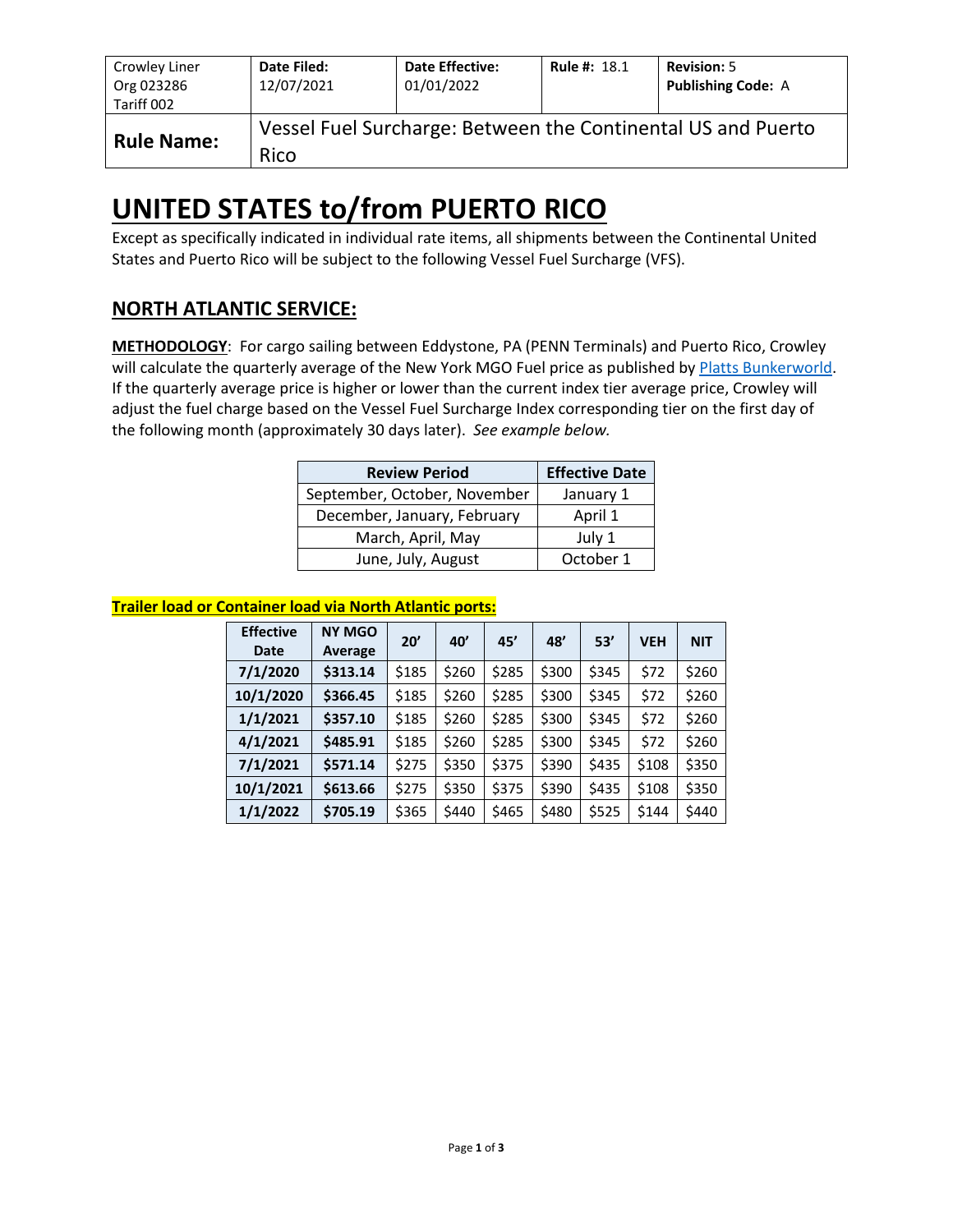| Crowley Liner Org 023286 Tariff 002 | **Date Filed:** 12/07/2021 | **Date Effective:** 01/01/2022 | **Rule #:** 18.1 | **Revision:** 5 **Publishing Code:** A |
|---|---|---|---|---|
| **Rule Name:** | Vessel Fuel Surcharge: Between the Continental US and Puerto Rico | | | |

# UNITED STATES to/from PUERTO RICO

Except as specifically indicated in individual rate items, all shipments between the Continental United States and Puerto Rico will be subject to the following Vessel Fuel Surcharge (VFS).

## NORTH ATLANTIC SERVICE:

**METHODOLOGY**: For cargo sailing between Eddystone, PA (PENN Terminals) and Puerto Rico, Crowley will calculate the quarterly average of the New York MGO Fuel price as published by Platts Bunkerworld. If the quarterly average price is higher or lower than the current index tier average price, Crowley will adjust the fuel charge based on the Vessel Fuel Surcharge Index corresponding tier on the first day of the following month (approximately 30 days later). *See example below.*

| Review Period | Effective Date |
|---|---|
| September, October, November | January 1 |
| December, January, February | April 1 |
| March, April, May | July 1 |
| June, July, August | October 1 |

**Trailer load or Container load via North Atlantic ports:**

| Effective Date | NY MGO Average | 20' | 40' | 45' | 48' | 53' | VEH | NIT |
|---|---|---|---|---|---|---|---|---|
| **7/1/2020** | **$313.14** | $185 | $260 | $285 | $300 | $345 | $72 | $260 |
| **10/1/2020** | **$366.45** | $185 | $260 | $285 | $300 | $345 | $72 | $260 |
| **1/1/2021** | **$357.10** | $185 | $260 | $285 | $300 | $345 | $72 | $260 |
| **4/1/2021** | **$485.91** | $185 | $260 | $285 | $300 | $345 | $72 | $260 |
| **7/1/2021** | **$571.14** | $275 | $350 | $375 | $390 | $435 | $108 | $350 |
| **10/1/2021** | **$613.66** | $275 | $350 | $375 | $390 | $435 | $108 | $350 |
| **1/1/2022** | **$705.19** | $365 | $440 | $465 | $480 | $525 | $144 | $440 |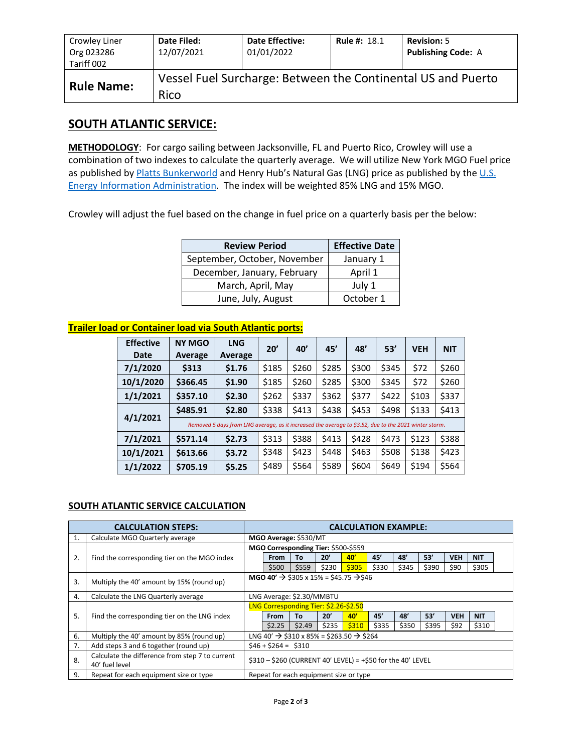| Crowley Liner Org 023286 Tariff 002 | Date Filed: 12/07/2021 | Date Effective: 01/01/2022 | Rule #: 18.1 | Revision: 5 Publishing Code: A |
|---|---|---|---|---|
| **Rule Name:** | Vessel Fuel Surcharge: Between the Continental US and Puerto Rico | | | |

## SOUTH ATLANTIC SERVICE:

**METHODOLOGY**: For cargo sailing between Jacksonville, FL and Puerto Rico, Crowley will use a combination of two indexes to calculate the quarterly average. We will utilize New York MGO Fuel price as published by Platts Bunkerworld and Henry Hub's Natural Gas (LNG) price as published by the U.S. Energy Information Administration. The index will be weighted 85% LNG and 15% MGO.

Crowley will adjust the fuel based on the change in fuel price on a quarterly basis per the below:

| Review Period | Effective Date |
|---|---|
| September, October, November | January 1 |
| December, January, February | April 1 |
| March, April, May | July 1 |
| June, July, August | October 1 |

**Trailer load or Container load via South Atlantic ports:**

| Effective Date | NY MGO Average | LNG Average | 20' | 40' | 45' | 48' | 53' | VEH | NIT |
|---|---|---|---|---|---|---|---|---|---|
| 7/1/2020 | $313 | $1.76 | $185 | $260 | $285 | $300 | $345 | $72 | $260 |
| 10/1/2020 | $366.45 | $1.90 | $185 | $260 | $285 | $300 | $345 | $72 | $260 |
| 1/1/2021 | $357.10 | $2.30 | $262 | $337 | $362 | $377 | $422 | $103 | $337 |
| 4/1/2021 | $485.91 | $2.80 | $338 | $413 | $438 | $453 | $498 | $133 | $413 |
| | *Removed 5 days from LNG average, as it increased the average to $3.52, due to the 2021 winter storm.* | | | | | | | | |
| 7/1/2021 | $571.14 | $2.73 | $313 | $388 | $413 | $428 | $473 | $123 | $388 |
| 10/1/2021 | $613.66 | $3.72 | $348 | $423 | $448 | $463 | $508 | $138 | $423 |
| 1/1/2022 | $705.19 | $5.25 | $489 | $564 | $589 | $604 | $649 | $194 | $564 |

### SOUTH ATLANTIC SERVICE CALCULATION

| | CALCULATION STEPS: | CALCULATION EXAMPLE: |
|---|---|---|
| 1. | Calculate MGO Quarterly average | **MGO Average:** $530/MT |
| 2. | Find the corresponding tier on the MGO index | **MGO Corresponding Tier:** $500-$559<br>From: $500 \| To: $559 \| 20': $230 \| 40': $305 \| 45': $330 \| 48': $345 \| 53': $390 \| VEH: $90 \| NIT: $305 |
| 3. | Multiply the 40' amount by 15% (round up) | **MGO 40'** → $305 x 15% = $45.75 →$46 |
| 4. | Calculate the LNG Quarterly average | LNG Average: $2.30/MMBTU |
| 5. | Find the corresponding tier on the LNG index | LNG Corresponding Tier: $2.26-$2.50<br>From: $2.25 \| To: $2.49 \| 20': $235 \| 40': $310 \| 45': $335 \| 48': $350 \| 53': $395 \| VEH: $92 \| NIT: $310 |
| 6. | Multiply the 40' amount by 85% (round up) | LNG 40' → $310 x 85% = $263.50 → $264 |
| 7. | Add steps 3 and 6 together (round up) | $46 + $264 = $310 |
| 8. | Calculate the difference from step 7 to current 40' fuel level | $310 – $260 (CURRENT 40' LEVEL) = +$50 for the 40' LEVEL |
| 9. | Repeat for each equipment size or type | Repeat for each equipment size or type |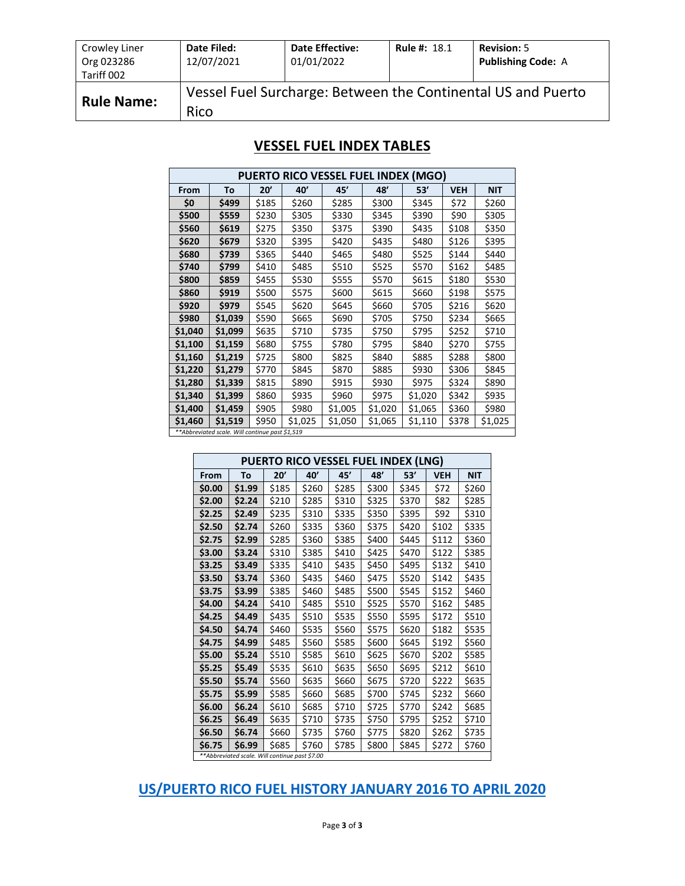| Crowley Liner Org 023286 Tariff 002 | **Date Filed:** 12/07/2021 | **Date Effective:** 01/01/2022 | **Rule #:** 18.1 | **Revision:** 5 **Publishing Code:** A |
|---|---|---|---|---|
| **Rule Name:** | Vessel Fuel Surcharge: Between the Continental US and Puerto Rico | | | |

## VESSEL FUEL INDEX TABLES

| PUERTO RICO VESSEL FUEL INDEX (MGO) | | | | | | | | |
|---|---|---|---|---|---|---|---|---|
| **From** | **To** | **20'** | **40'** | **45'** | **48'** | **53'** | **VEH** | **NIT** |
| **$0** | **$499** | $185 | $260 | $285 | $300 | $345 | $72 | $260 |
| **$500** | **$559** | $230 | $305 | $330 | $345 | $390 | $90 | $305 |
| **$560** | **$619** | $275 | $350 | $375 | $390 | $435 | $108 | $350 |
| **$620** | **$679** | $320 | $395 | $420 | $435 | $480 | $126 | $395 |
| **$680** | **$739** | $365 | $440 | $465 | $480 | $525 | $144 | $440 |
| **$740** | **$799** | $410 | $485 | $510 | $525 | $570 | $162 | $485 |
| **$800** | **$859** | $455 | $530 | $555 | $570 | $615 | $180 | $530 |
| **$860** | **$919** | $500 | $575 | $600 | $615 | $660 | $198 | $575 |
| **$920** | **$979** | $545 | $620 | $645 | $660 | $705 | $216 | $620 |
| **$980** | **$1,039** | $590 | $665 | $690 | $705 | $750 | $234 | $665 |
| **$1,040** | **$1,099** | $635 | $710 | $735 | $750 | $795 | $252 | $710 |
| **$1,100** | **$1,159** | $680 | $755 | $780 | $795 | $840 | $270 | $755 |
| **$1,160** | **$1,219** | $725 | $800 | $825 | $840 | $885 | $288 | $800 |
| **$1,220** | **$1,279** | $770 | $845 | $870 | $885 | $930 | $306 | $845 |
| **$1,280** | **$1,339** | $815 | $890 | $915 | $930 | $975 | $324 | $890 |
| **$1,340** | **$1,399** | $860 | $935 | $960 | $975 | $1,020 | $342 | $935 |
| **$1,400** | **$1,459** | $905 | $980 | $1,005 | $1,020 | $1,065 | $360 | $980 |
| **$1,460** | **$1,519** | $950 | $1,025 | $1,050 | $1,065 | $1,110 | $378 | $1,025 |

*\*\*Abbreviated scale. Will continue past $1,519*

| PUERTO RICO VESSEL FUEL INDEX (LNG) | | | | | | | | |
|---|---|---|---|---|---|---|---|---|
| **From** | **To** | **20'** | **40'** | **45'** | **48'** | **53'** | **VEH** | **NIT** |
| **$0.00** | **$1.99** | $185 | $260 | $285 | $300 | $345 | $72 | $260 |
| **$2.00** | **$2.24** | $210 | $285 | $310 | $325 | $370 | $82 | $285 |
| **$2.25** | **$2.49** | $235 | $310 | $335 | $350 | $395 | $92 | $310 |
| **$2.50** | **$2.74** | $260 | $335 | $360 | $375 | $420 | $102 | $335 |
| **$2.75** | **$2.99** | $285 | $360 | $385 | $400 | $445 | $112 | $360 |
| **$3.00** | **$3.24** | $310 | $385 | $410 | $425 | $470 | $122 | $385 |
| **$3.25** | **$3.49** | $335 | $410 | $435 | $450 | $495 | $132 | $410 |
| **$3.50** | **$3.74** | $360 | $435 | $460 | $475 | $520 | $142 | $435 |
| **$3.75** | **$3.99** | $385 | $460 | $485 | $500 | $545 | $152 | $460 |
| **$4.00** | **$4.24** | $410 | $485 | $510 | $525 | $570 | $162 | $485 |
| **$4.25** | **$4.49** | $435 | $510 | $535 | $550 | $595 | $172 | $510 |
| **$4.50** | **$4.74** | $460 | $535 | $560 | $575 | $620 | $182 | $535 |
| **$4.75** | **$4.99** | $485 | $560 | $585 | $600 | $645 | $192 | $560 |
| **$5.00** | **$5.24** | $510 | $585 | $610 | $625 | $670 | $202 | $585 |
| **$5.25** | **$5.49** | $535 | $610 | $635 | $650 | $695 | $212 | $610 |
| **$5.50** | **$5.74** | $560 | $635 | $660 | $675 | $720 | $222 | $635 |
| **$5.75** | **$5.99** | $585 | $660 | $685 | $700 | $745 | $232 | $660 |
| **$6.00** | **$6.24** | $610 | $685 | $710 | $725 | $770 | $242 | $685 |
| **$6.25** | **$6.49** | $635 | $710 | $735 | $750 | $795 | $252 | $710 |
| **$6.50** | **$6.74** | $660 | $735 | $760 | $775 | $820 | $262 | $735 |
| **$6.75** | **$6.99** | $685 | $760 | $785 | $800 | $845 | $272 | $760 |

*\*\*Abbreviated scale. Will continue past $7.00*

## US/PUERTO RICO FUEL HISTORY JANUARY 2016 TO APRIL 2020